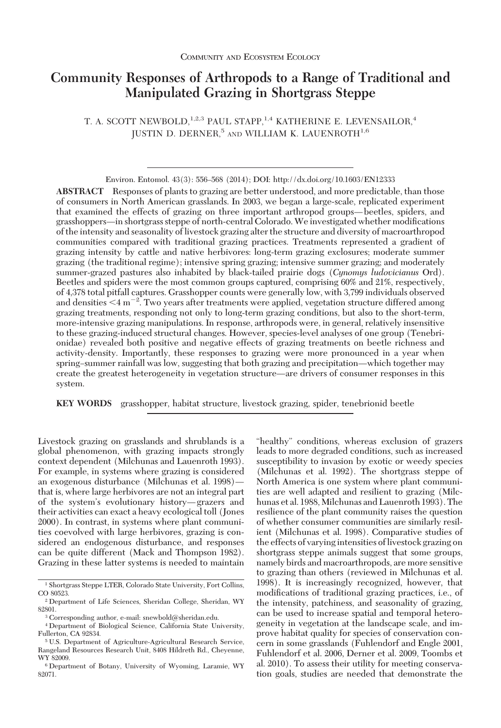Community and Ecosystem Ecology

# Community Responses of Arthropods to a Range of Traditional and Manipulated Grazing in Shortgrass Steppe

T. A. SCOTT NEWBOLD,[1,2,3] PAUL STAPP,[1,4] KATHERINE E. LEVENSAILOR,[4] JUSTIN D. DERNER,[5] AND WILLIAM K. LAUENROTH[1,6]

Environ. Entomol. 43(3): 556–568 (2014); DOI: http://dx.doi.org/10.1603/EN12333

**ABSTRACT** Responses of plants to grazing are better understood, and more predictable, than those of consumers in North American grasslands. In 2003, we began a large-scale, replicated experiment that examined the effects of grazing on three important arthropod groups—beetles, spiders, and grasshoppers—in shortgrass steppe of north-central Colorado. We investigated whether modifications of the intensity and seasonality of livestock grazing alter the structure and diversity of macroarthropod communities compared with traditional grazing practices. Treatments represented a gradient of grazing intensity by cattle and native herbivores: long-term grazing exclosures; moderate summer grazing (the traditional regime); intensive spring grazing; intensive summer grazing; and moderately summer-grazed pastures also inhabited by black-tailed prairie dogs (*Cynomys ludovicianus* Ord). Beetles and spiders were the most common groups captured, comprising 60% and 21%, respectively, of 4,378 total pitfall captures. Grasshopper counts were generally low, with 3,799 individuals observed and densities $<4$ m$^{-2}$. Two years after treatments were applied, vegetation structure differed among grazing treatments, responding not only to long-term grazing conditions, but also to the short-term, more-intensive grazing manipulations. In response, arthropods were, in general, relatively insensitive to these grazing-induced structural changes. However, species-level analyses of one group (Tenebrionidae) revealed both positive and negative effects of grazing treatments on beetle richness and activity-density. Importantly, these responses to grazing were more pronounced in a year when spring–summer rainfall was low, suggesting that both grazing and precipitation—which together may create the greatest heterogeneity in vegetation structure—are drivers of consumer responses in this system.

**KEY WORDS** grasshopper, habitat structure, livestock grazing, spider, tenebrionid beetle

Livestock grazing on grasslands and shrublands is a global phenomenon, with grazing impacts strongly context dependent (Milchunas and Lauenroth 1993). For example, in systems where grazing is considered an exogenous disturbance (Milchunas et al. 1998)—that is, where large herbivores are not an integral part of the system's evolutionary history—grazers and their activities can exact a heavy ecological toll (Jones 2000). In contrast, in systems where plant communities coevolved with large herbivores, grazing is considered an endogenous disturbance, and responses can be quite different (Mack and Thompson 1982). Grazing in these latter systems is needed to maintain "healthy" conditions, whereas exclusion of grazers leads to more degraded conditions, such as increased susceptibility to invasion by exotic or weedy species (Milchunas et al. 1992). The shortgrass steppe of North America is one system where plant communities are well adapted and resilient to grazing (Milchunas et al. 1988, Milchunas and Lauenroth 1993). The resilience of the plant community raises the question of whether consumer communities are similarly resilient (Milchunas et al. 1998). Comparative studies of the effects of varying intensities of livestock grazing on shortgrass steppe animals suggest that some groups, namely birds and macroarthropods, are more sensitive to grazing than others (reviewed in Milchunas et al. 1998). It is increasingly recognized, however, that modifications of traditional grazing practices, i.e., of the intensity, patchiness, and seasonality of grazing, can be used to increase spatial and temporal heterogeneity in vegetation at the landscape scale, and improve habitat quality for species of conservation concern in some grasslands (Fuhlendorf and Engle 2001, Fuhlendorf et al. 2006, Derner et al. 2009, Toombs et al. 2010). To assess their utility for meeting conservation goals, studies are needed that demonstrate the

[1] Shortgrass Steppe LTER, Colorado State University, Fort Collins, CO 80523.

[2] Department of Life Sciences, Sheridan College, Sheridan, WY 82801.

[3] Corresponding author, e-mail: snewbold@sheridan.edu.

[4] Department of Biological Science, California State University, Fullerton, CA 92834.

[5] U.S. Department of Agriculture-Agricultural Research Service, Rangeland Resources Research Unit, 8408 Hildreth Rd., Cheyenne, WY 82009.

[6] Department of Botany, University of Wyoming, Laramie, WY 82071.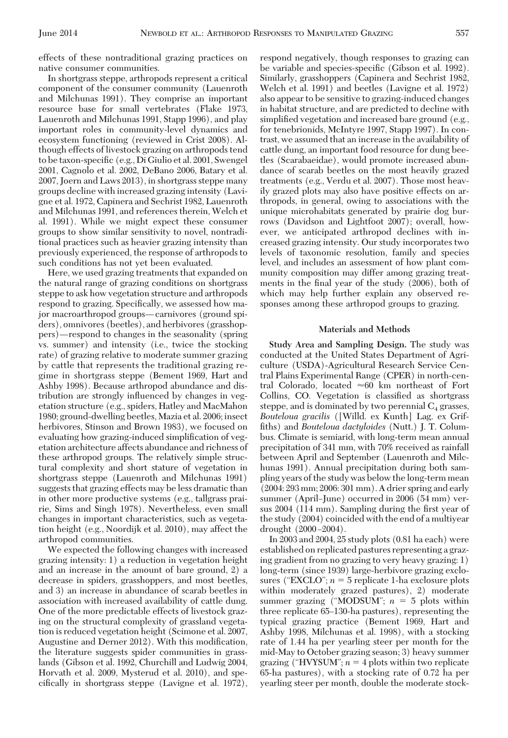effects of these nontraditional grazing practices on native consumer communities.

In shortgrass steppe, arthropods represent a critical component of the consumer community (Lauenroth and Milchunas 1991). They comprise an important resource base for small vertebrates (Flake 1973, Lauenroth and Milchunas 1991, Stapp 1996), and play important roles in community-level dynamics and ecosystem functioning (reviewed in Crist 2008). Although effects of livestock grazing on arthropods tend to be taxon-specific (e.g., Di Giulio et al. 2001, Swengel 2001, Cagnolo et al. 2002, DeBano 2006, Batary et al. 2007, Joern and Laws 2013), in shortgrass steppe many groups decline with increased grazing intensity (Lavigne et al. 1972, Capinera and Sechrist 1982, Lauenroth and Milchunas 1991, and references therein, Welch et al. 1991). While we might expect these consumer groups to show similar sensitivity to novel, nontraditional practices such as heavier grazing intensity than previously experienced, the response of arthropods to such conditions has not yet been evaluated.

Here, we used grazing treatments that expanded on the natural range of grazing conditions on shortgrass steppe to ask how vegetation structure and arthropods respond to grazing. Specifically, we assessed how major macroarthropod groups—carnivores (ground spiders), omnivores (beetles), and herbivores (grasshoppers)—respond to changes in the seasonality (spring vs. summer) and intensity (i.e., twice the stocking rate) of grazing relative to moderate summer grazing by cattle that represents the traditional grazing regime in shortgrass steppe (Bement 1969, Hart and Ashby 1998). Because arthropod abundance and distribution are strongly influenced by changes in vegetation structure (e.g., spiders, Hatley and MacMahon 1980; ground-dwelling beetles, Mazia et al. 2006; insect herbivores, Stinson and Brown 1983), we focused on evaluating how grazing-induced simplification of vegetation architecture affects abundance and richness of these arthropod groups. The relatively simple structural complexity and short stature of vegetation in shortgrass steppe (Lauenroth and Milchunas 1991) suggests that grazing effects may be less dramatic than in other more productive systems (e.g., tallgrass prairie, Sims and Singh 1978). Nevertheless, even small changes in important characteristics, such as vegetation height (e.g., Noordijk et al. 2010), may affect the arthropod communities.

We expected the following changes with increased grazing intensity: 1) a reduction in vegetation height and an increase in the amount of bare ground, 2) a decrease in spiders, grasshoppers, and most beetles, and 3) an increase in abundance of scarab beetles in association with increased availability of cattle dung. One of the more predictable effects of livestock grazing on the structural complexity of grassland vegetation is reduced vegetation height (Scimone et al. 2007, Augustine and Derner 2012). With this modification, the literature suggests spider communities in grasslands (Gibson et al. 1992, Churchill and Ludwig 2004, Horvath et al. 2009, Mysterud et al. 2010), and specifically in shortgrass steppe (Lavigne et al. 1972), respond negatively, though responses to grazing can be variable and species-specific (Gibson et al. 1992). Similarly, grasshoppers (Capinera and Sechrist 1982, Welch et al. 1991) and beetles (Lavigne et al. 1972) also appear to be sensitive to grazing-induced changes in habitat structure, and are predicted to decline with simplified vegetation and increased bare ground (e.g., for tenebrionids, McIntyre 1997, Stapp 1997). In contrast, we assumed that an increase in the availability of cattle dung, an important food resource for dung beetles (Scarabaeidae), would promote increased abundance of scarab beetles on the most heavily grazed treatments (e.g., Verdu et al. 2007). Those most heavily grazed plots may also have positive effects on arthropods, in general, owing to associations with the unique microhabitats generated by prairie dog burrows (Davidson and Lightfoot 2007); overall, however, we anticipated arthropod declines with increased grazing intensity. Our study incorporates two levels of taxonomic resolution, family and species level, and includes an assessment of how plant community composition may differ among grazing treatments in the final year of the study (2006), both of which may help further explain any observed responses among these arthropod groups to grazing.

## Materials and Methods

**Study Area and Sampling Design.** The study was conducted at the United States Department of Agriculture (USDA)-Agricultural Research Service Central Plains Experimental Range (CPER) in north-central Colorado, located ≈60 km northeast of Fort Collins, CO. Vegetation is classified as shortgrass steppe, and is dominated by two perennial $C_4$ grasses, *Bouteloua gracilis* ([Willd. ex Kunth] Lag. ex Griffiths) and *Bouteloua dactyloides* (Nutt.) J. T. Columbus. Climate is semiarid, with long-term mean annual precipitation of 341 mm, with 70% received as rainfall between April and September (Lauenroth and Milchunas 1991). Annual precipitation during both sampling years of the study was below the long-term mean (2004: 293 mm; 2006: 301 mm). A drier spring and early summer (April–June) occurred in 2006 (54 mm) versus 2004 (114 mm). Sampling during the first year of the study (2004) coincided with the end of a multiyear drought (2000–2004).

In 2003 and 2004, 25 study plots (0.81 ha each) were established on replicated pastures representing a grazing gradient from no grazing to very heavy grazing: 1) long-term (since 1939) large-herbivore grazing exclosures ("EXCLO"; $n = 5$ replicate 1-ha exclosure plots within moderately grazed pastures), 2) moderate summer grazing ("MODSUM"; $n = 5$ plots within three replicate 65–130-ha pastures), representing the typical grazing practice (Bement 1969, Hart and Ashby 1998, Milchunas et al. 1998), with a stocking rate of 1.44 ha per yearling steer per month for the mid-May to October grazing season; 3) heavy summer grazing ("HVYSUM"; $n = 4$ plots within two replicate 65-ha pastures), with a stocking rate of 0.72 ha per yearling steer per month, double the moderate stock-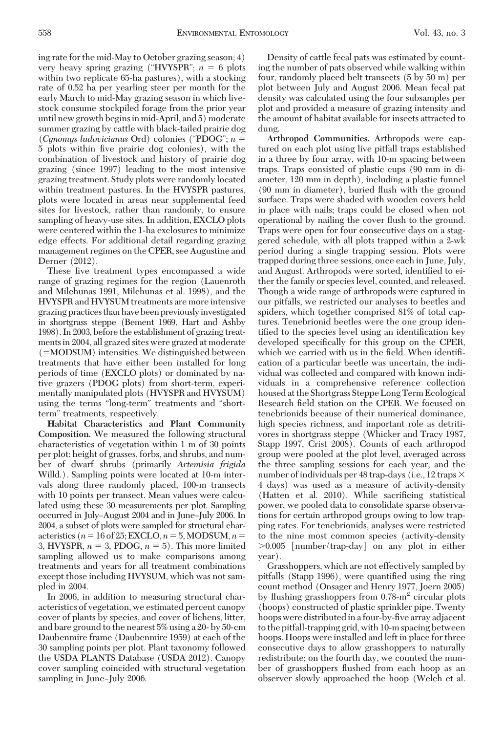ing rate for the mid-May to October grazing season; 4) very heavy spring grazing ("HVYSPR"; $n = 6$ plots within two replicate 65-ha pastures), with a stocking rate of 0.52 ha per yearling steer per month for the early March to mid-May grazing season in which livestock consume stockpiled forage from the prior year until new growth begins in mid-April, and 5) moderate summer grazing by cattle with black-tailed prairie dog (*Cynomys ludovicianus* Ord) colonies ("PDOG"; $n = 5$ plots within five prairie dog colonies), with the combination of livestock and history of prairie dog grazing (since 1997) leading to the most intensive grazing treatment. Study plots were randomly located within treatment pastures. In the HVYSPR pastures, plots were located in areas near supplemental feed sites for livestock, rather than randomly, to ensure sampling of heavy-use sites. In addition, EXCLO plots were centered within the 1-ha exclosures to minimize edge effects. For additional detail regarding grazing management regimes on the CPER, see Augustine and Derner (2012).

These five treatment types encompassed a wide range of grazing regimes for the region (Lauenroth and Milchunas 1991, Milchunas et al. 1998), and the HVYSPR and HVYSUM treatments are more intensive grazing practices than have been previously investigated in shortgrass steppe (Bement 1969, Hart and Ashby 1998). In 2003, before the establishment of grazing treatments in 2004, all grazed sites were grazed at moderate (=MODSUM) intensities. We distinguished between treatments that have either been installed for long periods of time (EXCLO plots) or dominated by native grazers (PDOG plots) from short-term, experimentally manipulated plots (HVYSPR and HVYSUM) using the terms "long-term" treatments and "short-term" treatments, respectively.

**Habitat Characteristics and Plant Community Composition.** We measured the following structural characteristics of vegetation within 1 m of 30 points per plot: height of grasses, forbs, and shrubs, and number of dwarf shrubs (primarily *Artemisia frigida* Willd.). Sampling points were located at 10-m intervals along three randomly placed, 100-m transects with 10 points per transect. Mean values were calculated using the 30 measurements per plot. Sampling occurred in July–August 2004 and in June–July 2006. In 2004, a subset of plots were sampled for structural characteristics ($n = 16$ of 25; EXCLO, $n = 5$, MODSUM, $n = 3$, HVYSPR, $n = 3$, PDOG, $n = 5$). This more limited sampling allowed us to make comparisons among treatments and years for all treatment combinations except those including HVYSUM, which was not sampled in 2004.

In 2006, in addition to measuring structural characteristics of vegetation, we estimated percent canopy cover of plants by species, and cover of lichens, litter, and bare ground to the nearest 5% using a 20- by 50-cm Daubenmire frame (Daubenmire 1959) at each of the 30 sampling points per plot. Plant taxonomy followed the USDA PLANTS Database (USDA 2012). Canopy cover sampling coincided with structural vegetation sampling in June–July 2006.

Density of cattle fecal pats was estimated by counting the number of pats observed while walking within four, randomly placed belt transects (5 by 50 m) per plot between July and August 2006. Mean fecal pat density was calculated using the four subsamples per plot and provided a measure of grazing intensity and the amount of habitat available for insects attracted to dung.

**Arthropod Communities.** Arthropods were captured on each plot using live pitfall traps established in a three by four array, with 10-m spacing between traps. Traps consisted of plastic cups (90 mm in diameter, 120 mm in depth), including a plastic funnel (90 mm in diameter), buried flush with the ground surface. Traps were shaded with wooden covers held in place with nails; traps could be closed when not operational by nailing the cover flush to the ground. Traps were open for four consecutive days on a staggered schedule, with all plots trapped within a 2-wk period during a single trapping session. Plots were trapped during three sessions, once each in June, July, and August. Arthropods were sorted, identified to either the family or species level, counted, and released. Though a wide range of arthropods were captured in our pitfalls, we restricted our analyses to beetles and spiders, which together comprised 81% of total captures. Tenebrionid beetles were the one group identified to the species level using an identification key developed specifically for this group on the CPER, which we carried with us in the field. When identification of a particular beetle was uncertain, the individual was collected and compared with known individuals in a comprehensive reference collection housed at the Shortgrass Steppe Long Term Ecological Research field station on the CPER. We focused on tenebrionids because of their numerical dominance, high species richness, and important role as detritivores in shortgrass steppe (Whicker and Tracy 1987, Stapp 1997, Crist 2008). Counts of each arthropod group were pooled at the plot level, averaged across the three sampling sessions for each year, and the number of individuals per 48 trap-days (i.e., 12 traps × 4 days) was used as a measure of activity-density (Hatten et al. 2010). While sacrificing statistical power, we pooled data to consolidate sparse observations for certain arthropod groups owing to low trapping rates. For tenebrionids, analyses were restricted to the nine most common species (activity-density >0.005 [number/trap-day] on any plot in either year).

Grasshoppers, which are not effectively sampled by pitfalls (Stapp 1996), were quantified using the ring count method (Onsager and Henry 1977, Joern 2005) by flushing grasshoppers from 0.78-$m^2$ circular plots (hoops) constructed of plastic sprinkler pipe. Twenty hoops were distributed in a four-by-five array adjacent to the pitfall-trapping grid, with 10-m spacing between hoops. Hoops were installed and left in place for three consecutive days to allow grasshoppers to naturally redistribute; on the fourth day, we counted the number of grasshoppers flushed from each hoop as an observer slowly approached the hoop (Welch et al.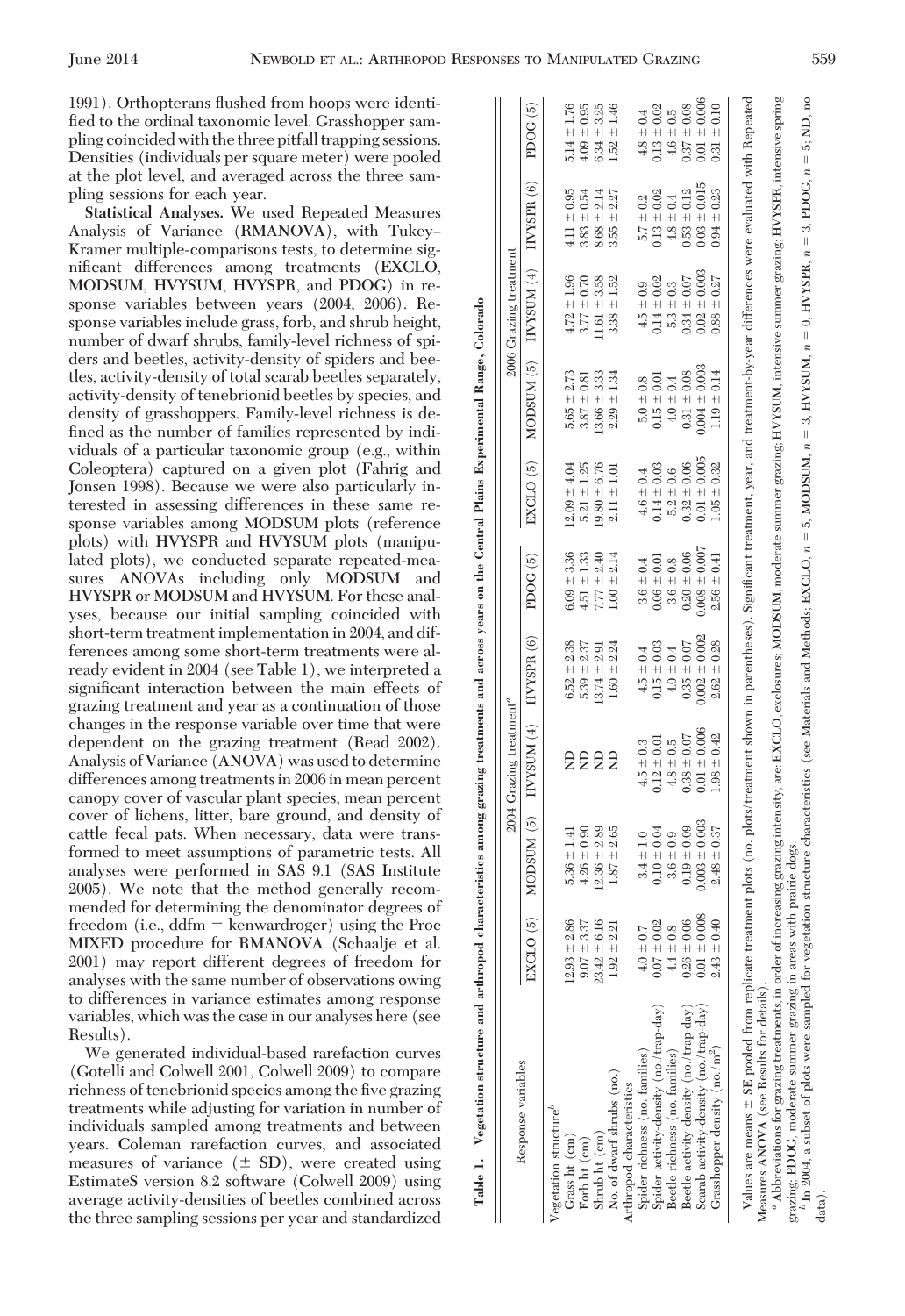1991). Orthopterans flushed from hoops were identified to the ordinal taxonomic level. Grasshopper sampling coincided with the three pitfall trapping sessions. Densities (individuals per square meter) were pooled at the plot level, and averaged across the three sampling sessions for each year.

**Statistical Analyses.** We used Repeated Measures Analysis of Variance (RMANOVA), with Tukey–Kramer multiple-comparisons tests, to determine significant differences among treatments (EXCLO, MODSUM, HVYSUM, HVYSPR, and PDOG) in response variables between years (2004, 2006). Response variables include grass, forb, and shrub height, number of dwarf shrubs, family-level richness of spiders and beetles, activity-density of spiders and beetles, activity-density of total scarab beetles separately, activity-density of tenebrionid beetles by species, and density of grasshoppers. Family-level richness is defined as the number of families represented by individuals of a particular taxonomic group (e.g., within Coleoptera) captured on a given plot (Fahrig and Jonsen 1998). Because we were also particularly interested in assessing differences in these same response variables among MODSUM plots (reference plots) with HVYSPR and HVYSUM plots (manipulated plots), we conducted separate repeated-measures ANOVAs including only MODSUM and HVYSPR or MODSUM and HVYSUM. For these analyses, because our initial sampling coincided with short-term treatment implementation in 2004, and differences among some short-term treatments were already evident in 2004 (see Table 1), we interpreted a significant interaction between the main effects of grazing treatment and year as a continuation of those changes in the response variable over time that were dependent on the grazing treatment (Read 2002). Analysis of Variance (ANOVA) was used to determine differences among treatments in 2006 in mean percent canopy cover of vascular plant species, mean percent cover of lichens, litter, bare ground, and density of cattle fecal pats. When necessary, data were transformed to meet assumptions of parametric tests. All analyses were performed in SAS 9.1 (SAS Institute 2005). We note that the method generally recommended for determining the denominator degrees of freedom (i.e., ddfm = kenwardroger) using the Proc MIXED procedure for RMANOVA (Schaalje et al. 2001) may report different degrees of freedom for analyses with the same number of observations owing to differences in variance estimates among response variables, which was the case in our analyses here (see Results).

We generated individual-based rarefaction curves (Gotelli and Colwell 2001, Colwell 2009) to compare richness of tenebrionid species among the five grazing treatments while adjusting for variation in number of individuals sampled among treatments and between years. Coleman rarefaction curves, and associated measures of variance (± SD), were created using EstimateS version 8.2 software (Colwell 2009) using average activity-densities of beetles combined across the three sampling sessions per year and standardized

**Table 1. Vegetation structure and arthropod characteristics among grazing treatments and across years on the Central Plains Experimental Range, Colorado**

| Response variables | 2004 Grazing treatment[a] | | | | | 2006 Grazing treatment | | | | |
|---|---|---|---|---|---|---|---|---|---|---|
| | EXCLO (5) | MODSUM (5) | HVYSUM (4) | HVYSPR (6) | PDOG (5) | EXCLO (5) | MODSUM (5) | HVYSUM (4) | HVYSPR (6) | PDOG (5) |
| Vegetation structure[b] | | | | | | | | | | |
| Grass ht (cm) | 12.93 ± 2.86 | 5.36 ± 1.41 | ND | 6.52 ± 2.38 | 6.09 ± 3.36 | 12.09 ± 4.04 | 5.65 ± 2.73 | 4.72 ± 1.96 | 4.11 ± 0.95 | 5.14 ± 1.76 |
| Forb ht (cm) | 9.07 ± 3.37 | 4.26 ± 0.90 | ND | 5.39 ± 2.37 | 4.51 ± 1.33 | 5.21 ± 1.25 | 3.87 ± 0.81 | 3.77 ± 0.70 | 3.83 ± 0.54 | 4.09 ± 0.95 |
| Shrub ht (cm) | 23.42 ± 6.16 | 12.36 ± 2.89 | ND | 13.74 ± 2.91 | 7.77 ± 2.40 | 19.80 ± 6.76 | 13.66 ± 3.33 | 11.61 ± 3.58 | 8.68 ± 2.14 | 6.34 ± 3.25 |
| No. of dwarf shrubs (no.) | 1.92 ± 2.21 | 1.87 ± 2.65 | ND | 1.60 ± 2.24 | 1.00 ± 2.14 | 2.11 ± 1.01 | 2.29 ± 1.34 | 3.38 ± 1.52 | 3.55 ± 2.27 | 1.52 ± 1.46 |
| Arthropod characteristics | | | | | | | | | | |
| Spider richness (no. families) | 4.0 ± 0.7 | 3.4 ± 1.0 | 4.5 ± 0.3 | 4.5 ± 0.4 | 3.6 ± 0.4 | 4.6 ± 0.4 | 5.0 ± 0.8 | 4.5 ± 0.9 | 5.7 ± 0.2 | 4.8 ± 0.4 |
| Spider activity-density (no./trap-day) | 0.07 ± 0.02 | 0.10 ± 0.04 | 0.12 ± 0.01 | 0.15 ± 0.03 | 0.06 ± 0.01 | 0.14 ± 0.03 | 0.15 ± 0.01 | 0.14 ± 0.02 | 0.13 ± 0.02 | 0.13 ± 0.02 |
| Beetle richness (no. families) | 4.4 ± 0.8 | 3.6 ± 0.9 | 4.8 ± 0.5 | 4.0 ± 0.4 | 3.6 ± 0.8 | 5.2 ± 0.6 | 4.0 ± 0.4 | 5.3 ± 0.3 | 4.8 ± 0.4 | 4.6 ± 0.5 |
| Beetle activity-density (no./trap-day) | 0.26 ± 0.06 | 0.19 ± 0.09 | 0.38 ± 0.07 | 0.35 ± 0.07 | 0.20 ± 0.06 | 0.32 ± 0.06 | 0.31 ± 0.08 | 0.34 ± 0.07 | 0.53 ± 0.12 | 0.37 ± 0.08 |
| Scarab activity-density (no./trap-day) | 0.01 ± 0.008 | 0.003 ± 0.003 | 0.01 ± 0.006 | 0.002 ± 0.002 | 0.008 ± 0.007 | 0.01 ± 0.005 | 0.004 ± 0.003 | 0.02 ± 0.003 | 0.03 ± 0.015 | 0.01 ± 0.006 |
| Grasshopper density (no./m$^2$) | 2.43 ± 0.40 | 2.48 ± 0.37 | 1.98 ± 0.42 | 2.62 ± 0.28 | 2.56 ± 0.41 | 1.05 ± 0.32 | 1.19 ± 0.14 | 0.88 ± 0.27 | 0.94 ± 0.23 | 0.31 ± 0.10 |

Values are means ± SE pooled from replicate treatment plots (no. plots/treatment shown in parentheses). Significant treatment, year, and treatment-by-year differences were evaluated with Repeated Measures ANOVA (see Results for details).

[a] Abbreviations for grazing treatments, in order of increasing grazing intensity, are: EXCLO, exclosures; MODSUM, moderate summer grazing; HVYSUM, intensive summer grazing; HVYSPR, intensive spring grazing; PDOG, moderate summer grazing in areas with prairie dogs.

[b] In 2004, a subset of plots were sampled for vegetation structure characteristics (see Materials and Methods; EXCLO, $n = 5$, MODSUM, $n = 3$, HVYSUM, $n = 0$, HVYSPR, $n = 3$, PDOG, $n = 5$; ND, no data).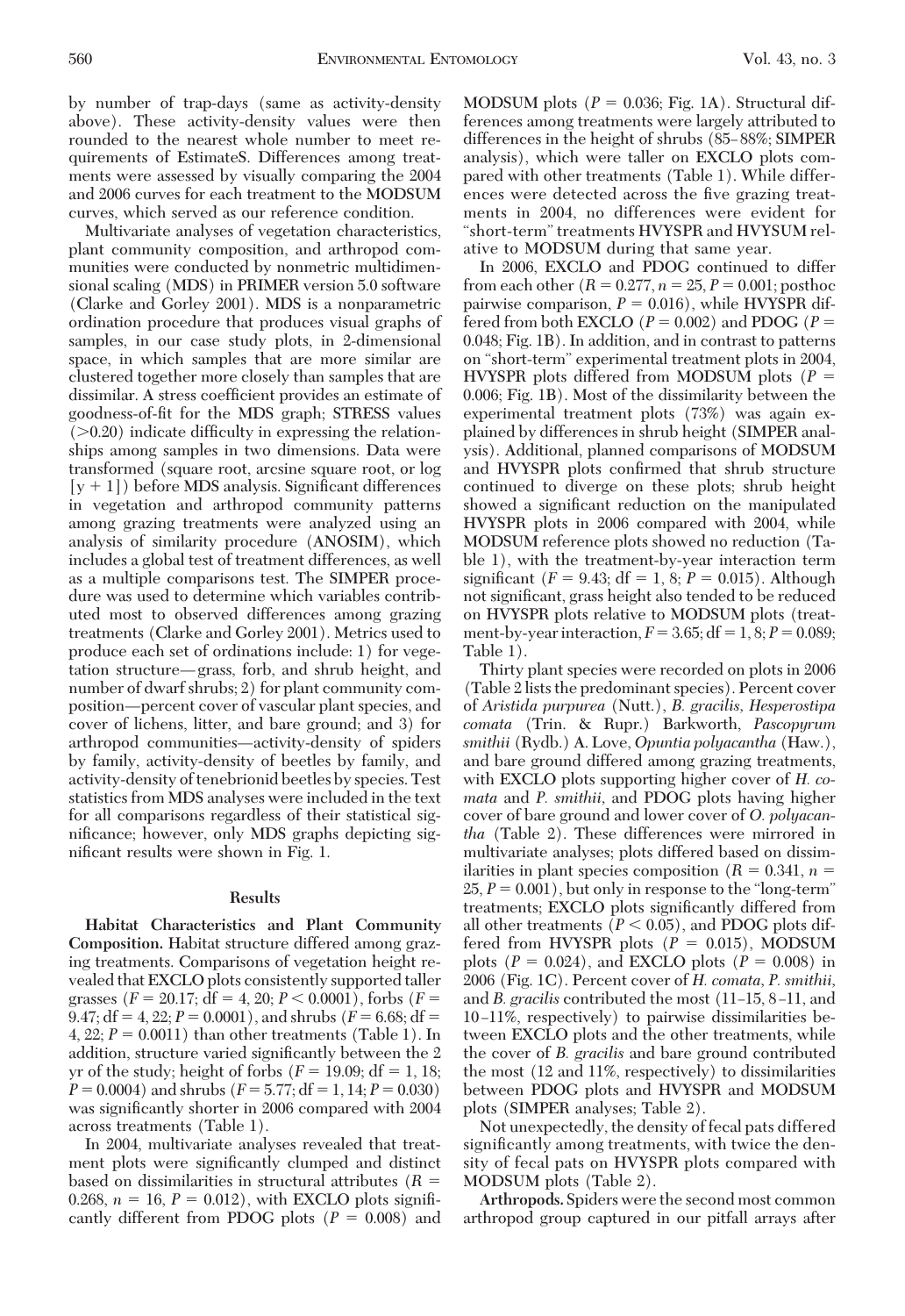by number of trap-days (same as activity-density above). These activity-density values were then rounded to the nearest whole number to meet requirements of EstimateS. Differences among treatments were assessed by visually comparing the 2004 and 2006 curves for each treatment to the MODSUM curves, which served as our reference condition.

Multivariate analyses of vegetation characteristics, plant community composition, and arthropod communities were conducted by nonmetric multidimensional scaling (MDS) in PRIMER version 5.0 software (Clarke and Gorley 2001). MDS is a nonparametric ordination procedure that produces visual graphs of samples, in our case study plots, in 2-dimensional space, in which samples that are more similar are clustered together more closely than samples that are dissimilar. A stress coefficient provides an estimate of goodness-of-fit for the MDS graph; STRESS values ($>0.20$) indicate difficulty in expressing the relationships among samples in two dimensions. Data were transformed (square root, arcsine square root, or log $[y + 1]$) before MDS analysis. Significant differences in vegetation and arthropod community patterns among grazing treatments were analyzed using an analysis of similarity procedure (ANOSIM), which includes a global test of treatment differences, as well as a multiple comparisons test. The SIMPER procedure was used to determine which variables contributed most to observed differences among grazing treatments (Clarke and Gorley 2001). Metrics used to produce each set of ordinations include: 1) for vegetation structure—grass, forb, and shrub height, and number of dwarf shrubs; 2) for plant community composition—percent cover of vascular plant species, and cover of lichens, litter, and bare ground; and 3) for arthropod communities—activity-density of spiders by family, activity-density of beetles by family, and activity-density of tenebrionid beetles by species. Test statistics from MDS analyses were included in the text for all comparisons regardless of their statistical significance; however, only MDS graphs depicting significant results were shown in Fig. 1.

## Results

**Habitat Characteristics and Plant Community Composition.** Habitat structure differed among grazing treatments. Comparisons of vegetation height revealed that EXCLO plots consistently supported taller grasses ($F = 20.17$; df = 4, 20; $P < 0.0001$), forbs ($F = 9.47$; df = 4, 22; $P = 0.0001$), and shrubs ($F = 6.68$; df = 4, 22; $P = 0.0011$) than other treatments (Table 1). In addition, structure varied significantly between the 2 yr of the study; height of forbs ($F = 19.09$; df = 1, 18; $P = 0.0004$) and shrubs ($F = 5.77$; df = 1, 14; $P = 0.030$) was significantly shorter in 2006 compared with 2004 across treatments (Table 1).

In 2004, multivariate analyses revealed that treatment plots were significantly clumped and distinct based on dissimilarities in structural attributes ($R = 0.268$, $n = 16$, $P = 0.012$), with EXCLO plots significantly different from PDOG plots ($P = 0.008$) and MODSUM plots ($P = 0.036$; Fig. 1A). Structural differences among treatments were largely attributed to differences in the height of shrubs (85–88%; SIMPER analysis), which were taller on EXCLO plots compared with other treatments (Table 1). While differences were detected across the five grazing treatments in 2004, no differences were evident for "short-term" treatments HVYSPR and HVYSUM relative to MODSUM during that same year.

In 2006, EXCLO and PDOG continued to differ from each other ($R = 0.277$, $n = 25$, $P = 0.001$; posthoc pairwise comparison, $P = 0.016$), while HVYSPR differed from both EXCLO ($P = 0.002$) and PDOG ($P = 0.048$; Fig. 1B). In addition, and in contrast to patterns on "short-term" experimental treatment plots in 2004, HVYSPR plots differed from MODSUM plots ($P = 0.006$; Fig. 1B). Most of the dissimilarity between the experimental treatment plots (73%) was again explained by differences in shrub height (SIMPER analysis). Additional, planned comparisons of MODSUM and HVYSPR plots confirmed that shrub structure continued to diverge on these plots; shrub height showed a significant reduction on the manipulated HVYSPR plots in 2006 compared with 2004, while MODSUM reference plots showed no reduction (Table 1), with the treatment-by-year interaction term significant ($F = 9.43$; df = 1, 8; $P = 0.015$). Although not significant, grass height also tended to be reduced on HVYSPR plots relative to MODSUM plots (treatment-by-year interaction, $F = 3.65$; df = 1, 8; $P = 0.089$; Table 1).

Thirty plant species were recorded on plots in 2006 (Table 2 lists the predominant species). Percent cover of *Aristida purpurea* (Nutt.), *B. gracilis*, *Hesperostipa comata* (Trin. & Rupr.) Barkworth, *Pascopyrum smithii* (Rydb.) A. Love, *Opuntia polyacantha* (Haw.), and bare ground differed among grazing treatments, with EXCLO plots supporting higher cover of *H. comata* and *P. smithii*, and PDOG plots having higher cover of bare ground and lower cover of *O. polyacantha* (Table 2). These differences were mirrored in multivariate analyses; plots differed based on dissimilarities in plant species composition ($R = 0.341$, $n = 25$, $P = 0.001$), but only in response to the "long-term" treatments; EXCLO plots significantly differed from all other treatments ($P < 0.05$), and PDOG plots differed from HVYSPR plots ($P = 0.015$), MODSUM plots ($P = 0.024$), and EXCLO plots ($P = 0.008$) in 2006 (Fig. 1C). Percent cover of *H. comata, P. smithii*, and *B. gracilis* contributed the most (11–15, 8–11, and 10–11%, respectively) to pairwise dissimilarities between EXCLO plots and the other treatments, while the cover of *B. gracilis* and bare ground contributed the most (12 and 11%, respectively) to dissimilarities between PDOG plots and HVYSPR and MODSUM plots (SIMPER analyses; Table 2).

Not unexpectedly, the density of fecal pats differed significantly among treatments, with twice the density of fecal pats on HVYSPR plots compared with MODSUM plots (Table 2).

**Arthropods.** Spiders were the second most common arthropod group captured in our pitfall arrays after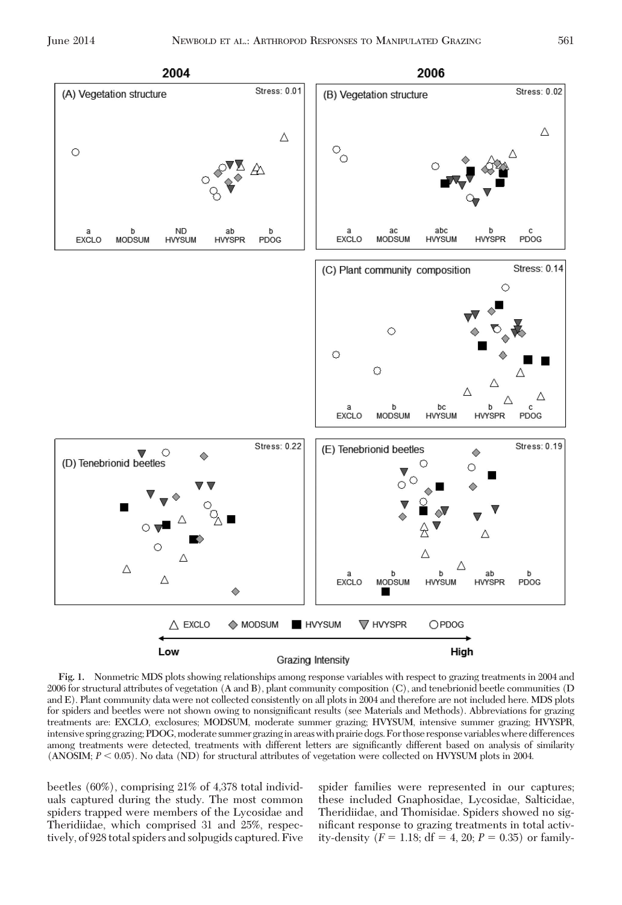**Fig. 1.** Nonmetric MDS plots showing relationships among response variables with respect to grazing treatments in 2004 and 2006 for structural attributes of vegetation (A and B), plant community composition (C), and tenebrionid beetle communities (D and E). Plant community data were not collected consistently on all plots in 2004 and therefore are not included here. MDS plots for spiders and beetles were not shown owing to nonsignificant results (see Materials and Methods). Abbreviations for grazing treatments are: EXCLO, exclosures; MODSUM, moderate summer grazing; HVYSUM, intensive summer grazing; HVYSPR, intensive spring grazing; PDOG, moderate summer grazing in areas with prairie dogs. For those response variables where differences among treatments were detected, treatments with different letters are significantly different based on analysis of similarity (ANOSIM; $P < 0.05$). No data (ND) for structural attributes of vegetation were collected on HVYSUM plots in 2004.

beetles (60%), comprising 21% of 4,378 total individuals captured during the study. The most common spiders trapped were members of the Lycosidae and Theridiidae, which comprised 31 and 25%, respectively, of 928 total spiders and solpugids captured. Five spider families were represented in our captures; these included Gnaphosidae, Lycosidae, Salticidae, Theridiidae, and Thomisidae. Spiders showed no significant response to grazing treatments in total activity-density ($F = 1.18$; df = 4, 20; $P = 0.35$) or family-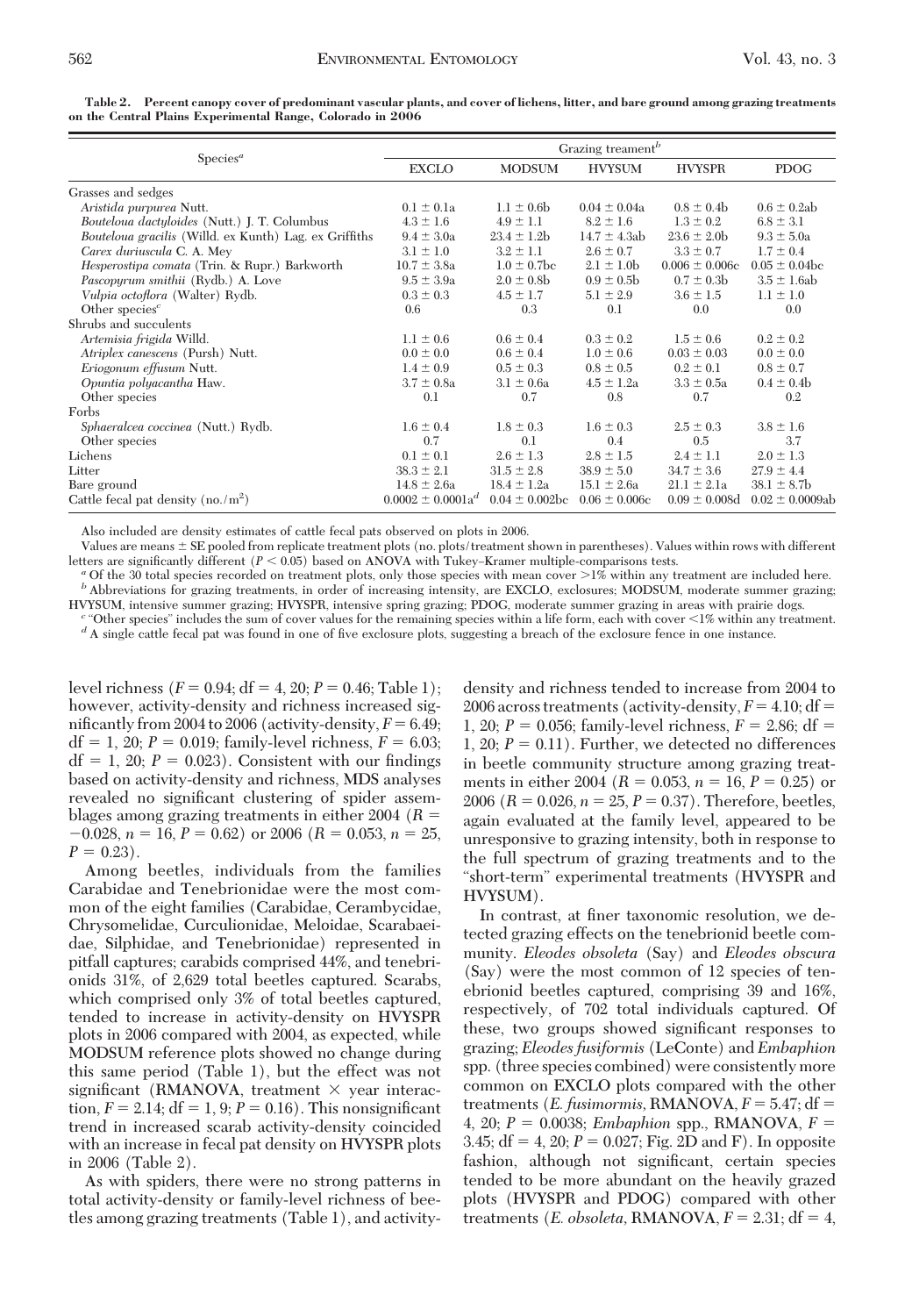**Table 2. Percent canopy cover of predominant vascular plants, and cover of lichens, litter, and bare ground among grazing treatments on the Central Plains Experimental Range, Colorado in 2006**

| Species[a] | Grazing treament[b] | | | | |
|---|---|---|---|---|---|
| | EXCLO | MODSUM | HVYSUM | HVYSPR | PDOG |
| Grasses and sedges | | | | | |
| *Aristida purpurea* Nutt. | 0.1 ± 0.1a | 1.1 ± 0.6b | 0.04 ± 0.04a | 0.8 ± 0.4b | 0.6 ± 0.2ab |
| *Bouteloua dactyloides* (Nutt.) J. T. Columbus | 4.3 ± 1.6 | 4.9 ± 1.1 | 8.2 ± 1.6 | 1.3 ± 0.2 | 6.8 ± 3.1 |
| *Bouteloua gracilis* (Willd. ex Kunth) Lag. ex Griffiths | 9.4 ± 3.0a | 23.4 ± 1.2b | 14.7 ± 4.3ab | 23.6 ± 2.0b | 9.3 ± 5.0a |
| *Carex duriuscula* C. A. Mey | 3.1 ± 1.0 | 3.2 ± 1.1 | 2.6 ± 0.7 | 3.3 ± 0.7 | 1.7 ± 0.4 |
| *Hesperostipa comata* (Trin. & Rupr.) Barkworth | 10.7 ± 3.8a | 1.0 ± 0.7bc | 2.1 ± 1.0b | 0.006 ± 0.006c | 0.05 ± 0.04bc |
| *Pascopyrum smithii* (Rydb.) A. Love | 9.5 ± 3.9a | 2.0 ± 0.8b | 0.9 ± 0.5b | 0.7 ± 0.3b | 3.5 ± 1.6ab |
| *Vulpia octoflora* (Walter) Rydb. | 0.3 ± 0.3 | 4.5 ± 1.7 | 5.1 ± 2.9 | 3.6 ± 1.5 | 1.1 ± 1.0 |
| Other species[c] | 0.6 | 0.3 | 0.1 | 0.0 | 0.0 |
| Shrubs and succulents | | | | | |
| *Artemisia frigida* Willd. | 1.1 ± 0.6 | 0.6 ± 0.4 | 0.3 ± 0.2 | 1.5 ± 0.6 | 0.2 ± 0.2 |
| *Atriplex canescens* (Pursh) Nutt. | 0.0 ± 0.0 | 0.6 ± 0.4 | 1.0 ± 0.6 | 0.03 ± 0.03 | 0.0 ± 0.0 |
| *Eriogonum effusum* Nutt. | 1.4 ± 0.9 | 0.5 ± 0.3 | 0.8 ± 0.5 | 0.2 ± 0.1 | 0.8 ± 0.7 |
| *Opuntia polyacantha* Haw. | 3.7 ± 0.8a | 3.1 ± 0.6a | 4.5 ± 1.2a | 3.3 ± 0.5a | 0.4 ± 0.4b |
| Other species | 0.1 | 0.7 | 0.8 | 0.7 | 0.2 |
| Forbs | | | | | |
| *Sphaeralcea coccinea* (Nutt.) Rydb. | 1.6 ± 0.4 | 1.8 ± 0.3 | 1.6 ± 0.3 | 2.5 ± 0.3 | 3.8 ± 1.6 |
| Other species | 0.7 | 0.1 | 0.4 | 0.5 | 3.7 |
| Lichens | 0.1 ± 0.1 | 2.6 ± 1.3 | 2.8 ± 1.5 | 2.4 ± 1.1 | 2.0 ± 1.3 |
| Litter | 38.3 ± 2.1 | 31.5 ± 2.8 | 38.9 ± 5.0 | 34.7 ± 3.6 | 27.9 ± 4.4 |
| Bare ground | 14.8 ± 2.6a | 18.4 ± 1.2a | 15.1 ± 2.6a | 21.1 ± 2.1a | 38.1 ± 8.7b |
| Cattle fecal pat density (no./m$^2$) | 0.0002 ± 0.0001a[d] | 0.04 ± 0.002bc | 0.06 ± 0.006c | 0.09 ± 0.008d | 0.02 ± 0.0009ab |

Also included are density estimates of cattle fecal pats observed on plots in 2006.

Values are means ± SE pooled from replicate treatment plots (no. plots/treatment shown in parentheses). Values within rows with different letters are significantly different ($P < 0.05$) based on ANOVA with Tukey–Kramer multiple-comparisons tests.

[a] Of the 30 total species recorded on treatment plots, only those species with mean cover >1% within any treatment are included here.

[b] Abbreviations for grazing treatments, in order of increasing intensity, are EXCLO, exclosures; MODSUM, moderate summer grazing; HVYSUM, intensive summer grazing; HVYSPR, intensive spring grazing; PDOG, moderate summer grazing in areas with prairie dogs.

[c] "Other species" includes the sum of cover values for the remaining species within a life form, each with cover <1% within any treatment.

[d] A single cattle fecal pat was found in one of five exclosure plots, suggesting a breach of the exclosure fence in one instance.

level richness ($F = 0.94$; df = 4, 20; $P = 0.46$; Table 1); however, activity-density and richness increased significantly from 2004 to 2006 (activity-density, $F = 6.49$; df = 1, 20; $P = 0.019$; family-level richness, $F = 6.03$; df = 1, 20; $P = 0.023$). Consistent with our findings based on activity-density and richness, MDS analyses revealed no significant clustering of spider assemblages among grazing treatments in either 2004 ($R = -0.028$, $n = 16$, $P = 0.62$) or 2006 ($R = 0.053$, $n = 25$, $P = 0.23$).

Among beetles, individuals from the families Carabidae and Tenebrionidae were the most common of the eight families (Carabidae, Cerambycidae, Chrysomelidae, Curculionidae, Meloidae, Scarabaeidae, Silphidae, and Tenebrionidae) represented in pitfall captures; carabids comprised 44%, and tenebrionids 31%, of 2,629 total beetles captured. Scarabs, which comprised only 3% of total beetles captured, tended to increase in activity-density on HVYSPR plots in 2006 compared with 2004, as expected, while MODSUM reference plots showed no change during this same period (Table 1), but the effect was not significant (RMANOVA, treatment × year interaction, $F = 2.14$; df = 1, 9; $P = 0.16$). This nonsignificant trend in increased scarab activity-density coincided with an increase in fecal pat density on HVYSPR plots in 2006 (Table 2).

As with spiders, there were no strong patterns in total activity-density or family-level richness of beetles among grazing treatments (Table 1), and activity-density and richness tended to increase from 2004 to 2006 across treatments (activity-density, $F = 4.10$; df = 1, 20; $P = 0.056$; family-level richness, $F = 2.86$; df = 1, 20; $P = 0.11$). Further, we detected no differences in beetle community structure among grazing treatments in either 2004 ($R = 0.053$, $n = 16$, $P = 0.25$) or 2006 ($R = 0.026$, $n = 25$, $P = 0.37$). Therefore, beetles, again evaluated at the family level, appeared to be unresponsive to grazing intensity, both in response to the full spectrum of grazing treatments and to the "short-term" experimental treatments (HVYSPR and HVYSUM).

In contrast, at finer taxonomic resolution, we detected grazing effects on the tenebrionid beetle community. *Eleodes obsoleta* (Say) and *Eleodes obscura* (Say) were the most common of 12 species of tenebrionid beetles captured, comprising 39 and 16%, respectively, of 702 total individuals captured. Of these, two groups showed significant responses to grazing; *Eleodes fusiformis* (LeConte) and *Embaphion* spp. (three species combined) were consistently more common on EXCLO plots compared with the other treatments (*E. fusimormis*, RMANOVA, $F = 5.47$; df = 4, 20; $P = 0.0038$; *Embaphion* spp., RMANOVA, $F = 3.45$; df = 4, 20; $P = 0.027$; Fig. 2D and F). In opposite fashion, although not significant, certain species tended to be more abundant on the heavily grazed plots (HVYSPR and PDOG) compared with other treatments (*E. obsoleta*, RMANOVA, $F = 2.31$; df = 4,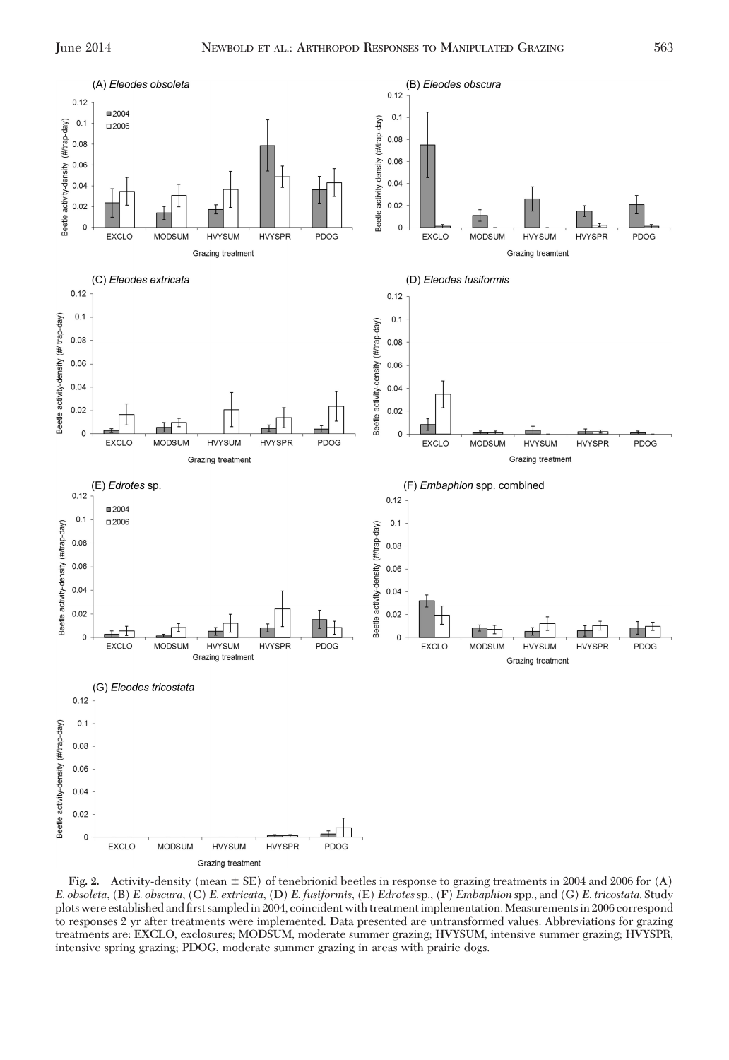**Fig. 2.** Activity-density (mean ± SE) of tenebrionid beetles in response to grazing treatments in 2004 and 2006 for (A) *E. obsoleta*, (B) *E. obscura*, (C) *E. extricata*, (D) *E. fusiformis*, (E) *Edrotes* sp., (F) *Embaphion* spp., and (G) *E. tricostata*. Study plots were established and first sampled in 2004, coincident with treatment implementation. Measurements in 2006 correspond to responses 2 yr after treatments were implemented. Data presented are untransformed values. Abbreviations for grazing treatments are: EXCLO, exclosures; MODSUM, moderate summer grazing; HVYSUM, intensive summer grazing; HVYSPR, intensive spring grazing; PDOG, moderate summer grazing in areas with prairie dogs.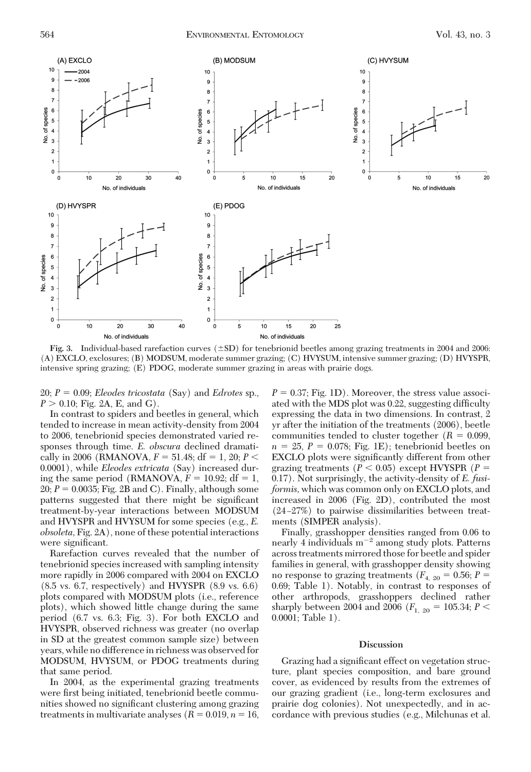Fig. 3. Individual-based rarefaction curves (±SD) for tenebrionid beetles among grazing treatments in 2004 and 2006: (A) EXCLO, exclosures; (B) MODSUM, moderate summer grazing; (C) HVYSUM, intensive summer grazing; (D) HVYSPR, intensive spring grazing; (E) PDOG, moderate summer grazing in areas with prairie dogs.

20; $P = 0.09$; *Eleodes tricostata* (Say) and *Edrotes* sp., $P > 0.10$; Fig. 2A, E, and G).

In contrast to spiders and beetles in general, which tended to increase in mean activity-density from 2004 to 2006, tenebrionid species demonstrated varied responses through time. *E. obscura* declined dramatically in 2006 (RMANOVA, $F = 51.48$; df = 1, 20; $P < 0.0001$), while *Eleodes extricata* (Say) increased during the same period ($F = 10.92$; df = 1, 20; $P = 0.0035$; Fig. 2B and C). Finally, although some patterns suggested that there might be significant treatment-by-year interactions between MODSUM and HVYSPR and HVYSUM for some species (e.g., *E. obsoleta*, Fig. 2A), none of these potential interactions were significant.

Rarefaction curves revealed that the number of tenebrionid species increased with sampling intensity more rapidly in 2006 compared with 2004 on EXCLO (8.5 vs. 6.7, respectively) and HVYSPR (8.9 vs. 6.6) plots compared with MODSUM plots (i.e., reference plots), which showed little change during the same period (6.7 vs. 6.3; Fig. 3). For both EXCLO and HVYSPR, observed richness was greater (no overlap in SD at the greatest common sample size) between years, while no difference in richness was observed for MODSUM, HVYSUM, or PDOG treatments during that same period.

In 2004, as the experimental grazing treatments were first being initiated, tenebrionid beetle communities showed no significant clustering among grazing treatments in multivariate analyses ($R = 0.019$, $n = 16$, $P = 0.37$; Fig. 1D). Moreover, the stress value associated with the MDS plot was 0.22, suggesting difficulty expressing the data in two dimensions. In contrast, 2 yr after the initiation of the treatments (2006), beetle communities tended to cluster together ($R = 0.099$, $n = 25$, $P = 0.078$; Fig. 1E); tenebrionid beetles on EXCLO plots were significantly different from other grazing treatments ($P < 0.05$) except HVYSPR ($P = 0.17$). Not surprisingly, the activity-density of *E. fusiformis*, which was common only on EXCLO plots, and increased in 2006 (Fig. 2D), contributed the most (24–27%) to pairwise dissimilarities between treatments (SIMPER analysis).

Finally, grasshopper densities ranged from 0.06 to nearly 4 individuals $m^{-2}$ among study plots. Patterns across treatments mirrored those for beetle and spider families in general, with grasshopper density showing no response to grazing treatments ($F_{4,\ 20} = 0.56$; $P = 0.69$; Table 1). Notably, in contrast to responses of other arthropods, grasshoppers declined rather sharply between 2004 and 2006 ($F_{1,\ 20} = 105.34$; $P < 0.0001$; Table 1).

## Discussion

Grazing had a significant effect on vegetation structure, plant species composition, and bare ground cover, as evidenced by results from the extremes of our grazing gradient (i.e., long-term exclosures and prairie dog colonies). Not unexpectedly, and in accordance with previous studies (e.g., Milchunas et al.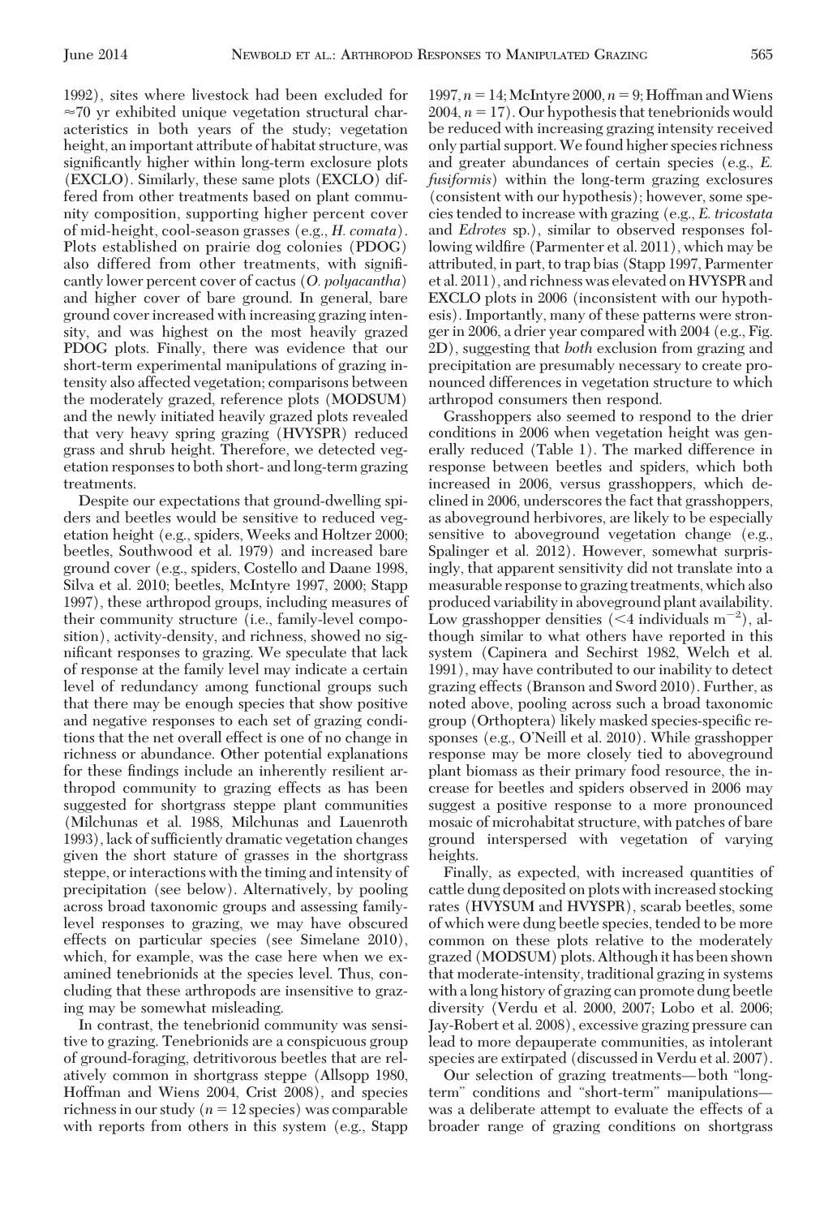1992), sites where livestock had been excluded for ≈70 yr exhibited unique vegetation structural characteristics in both years of the study; vegetation height, an important attribute of habitat structure, was significantly higher within long-term exclosure plots (EXCLO). Similarly, these same plots (EXCLO) differed from other treatments based on plant community composition, supporting higher percent cover of mid-height, cool-season grasses (e.g., *H. comata*). Plots established on prairie dog colonies (PDOG) also differed from other treatments, with significantly lower percent cover of cactus (*O. polyacantha*) and higher cover of bare ground. In general, bare ground cover increased with increasing grazing intensity, and was highest on the most heavily grazed PDOG plots. Finally, there was evidence that our short-term experimental manipulations of grazing intensity also affected vegetation; comparisons between the moderately grazed, reference plots (MODSUM) and the newly initiated heavily grazed plots revealed that very heavy spring grazing (HVYSPR) reduced grass and shrub height. Therefore, we detected vegetation responses to both short- and long-term grazing treatments.

Despite our expectations that ground-dwelling spiders and beetles would be sensitive to reduced vegetation height (e.g., spiders, Weeks and Holtzer 2000; beetles, Southwood et al. 1979) and increased bare ground cover (e.g., spiders, Costello and Daane 1998, Silva et al. 2010; beetles, McIntyre 1997, 2000; Stapp 1997), these arthropod groups, including measures of their community structure (i.e., family-level composition), activity-density, and richness, showed no significant responses to grazing. We speculate that lack of response at the family level may indicate a certain level of redundancy among functional groups such that there may be enough species that show positive and negative responses to each set of grazing conditions that the net overall effect is one of no change in richness or abundance. Other potential explanations for these findings include an inherently resilient arthropod community to grazing effects as has been suggested for shortgrass steppe plant communities (Milchunas et al. 1988, Milchunas and Lauenroth 1993), lack of sufficiently dramatic vegetation changes given the short stature of grasses in the shortgrass steppe, or interactions with the timing and intensity of precipitation (see below). Alternatively, by pooling across broad taxonomic groups and assessing family-level responses to grazing, we may have obscured effects on particular species (see Simelane 2010), which, for example, was the case here when we examined tenebrionids at the species level. Thus, concluding that these arthropods are insensitive to grazing may be somewhat misleading.

In contrast, the tenebrionid community was sensitive to grazing. Tenebrionids are a conspicuous group of ground-foraging, detritivorous beetles that are relatively common in shortgrass steppe (Allsopp 1980, Hoffman and Wiens 2004, Crist 2008), and species richness in our study ($n = 12$ species) was comparable with reports from others in this system (e.g., Stapp 1997, $n = 14$; McIntyre 2000, $n = 9$; Hoffman and Wiens 2004, $n = 17$). Our hypothesis that tenebrionids would be reduced with increasing grazing intensity received only partial support. We found higher species richness and greater abundances of certain species (e.g., *E. fusiformis*) within the long-term grazing exclosures (consistent with our hypothesis); however, some species tended to increase with grazing (e.g., *E. tricostata* and *Edrotes* sp.), similar to observed responses following wildfire (Parmenter et al. 2011), which may be attributed, in part, to trap bias (Stapp 1997, Parmenter et al. 2011), and richness was elevated on HVYSPR and EXCLO plots in 2006 (inconsistent with our hypothesis). Importantly, many of these patterns were stronger in 2006, a drier year compared with 2004 (e.g., Fig. 2D), suggesting that *both* exclusion from grazing and precipitation are presumably necessary to create pronounced differences in vegetation structure to which arthropod consumers then respond.

Grasshoppers also seemed to respond to the drier conditions in 2006 when vegetation height was generally reduced (Table 1). The marked difference in response between beetles and spiders, which both increased in 2006, versus grasshoppers, which declined in 2006, underscores the fact that grasshoppers, as aboveground herbivores, are likely to be especially sensitive to aboveground vegetation change (e.g., Spalinger et al. 2012). However, somewhat surprisingly, that apparent sensitivity did not translate into a measurable response to grazing treatments, which also produced variability in aboveground plant availability. Low grasshopper densities (<4 individuals $m^{-2}$), although similar to what others have reported in this system (Capinera and Sechirst 1982, Welch et al. 1991), may have contributed to our inability to detect grazing effects (Branson and Sword 2010). Further, as noted above, pooling across such a broad taxonomic group (Orthoptera) likely masked species-specific responses (e.g., O'Neill et al. 2010). While grasshopper response may be more closely tied to aboveground plant biomass as their primary food resource, the increase for beetles and spiders observed in 2006 may suggest a positive response to a more pronounced mosaic of microhabitat structure, with patches of bare ground interspersed with vegetation of varying heights.

Finally, as expected, with increased quantities of cattle dung deposited on plots with increased stocking rates (HVYSUM and HVYSPR), scarab beetles, some of which were dung beetle species, tended to be more common on these plots relative to the moderately grazed (MODSUM) plots. Although it has been shown that moderate-intensity, traditional grazing in systems with a long history of grazing can promote dung beetle diversity (Verdu et al. 2000, 2007; Lobo et al. 2006; Jay-Robert et al. 2008), excessive grazing pressure can lead to more depauperate communities, as intolerant species are extirpated (discussed in Verdu et al. 2007).

Our selection of grazing treatments—both "long-term" conditions and "short-term" manipulations—was a deliberate attempt to evaluate the effects of a broader range of grazing conditions on shortgrass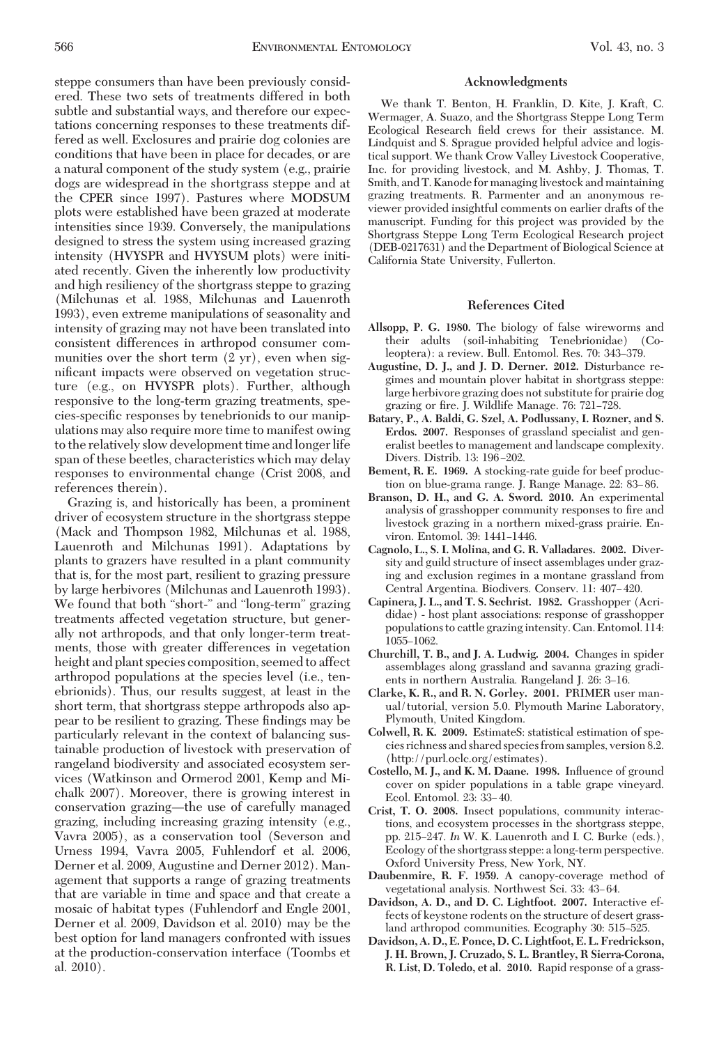steppe consumers than have been previously considered. These two sets of treatments differed in both subtle and substantial ways, and therefore our expectations concerning responses to these treatments differed as well. Exclosures and prairie dog colonies are conditions that have been in place for decades, or are a natural component of the study system (e.g., prairie dogs are widespread in the shortgrass steppe and at the CPER since 1997). Pastures where MODSUM plots were established have been grazed at moderate intensities since 1939. Conversely, the manipulations designed to stress the system using increased grazing intensity (HVYSPR and HVYSUM plots) were initiated recently. Given the inherently low productivity and high resiliency of the shortgrass steppe to grazing (Milchunas et al. 1988, Milchunas and Lauenroth 1993), even extreme manipulations of seasonality and intensity of grazing may not have been translated into consistent differences in arthropod consumer communities over the short term (2 yr), even when significant impacts were observed on vegetation structure (e.g., on HVYSPR plots). Further, although responsive to the long-term grazing treatments, species-specific responses by tenebrionids to our manipulations may also require more time to manifest owing to the relatively slow development time and longer life span of these beetles, characteristics which may delay responses to environmental change (Crist 2008, and references therein).

Grazing is, and historically has been, a prominent driver of ecosystem structure in the shortgrass steppe (Mack and Thompson 1982, Milchunas et al. 1988, Lauenroth and Milchunas 1991). Adaptations by plants to grazers have resulted in a plant community that is, for the most part, resilient to grazing pressure by large herbivores (Milchunas and Lauenroth 1993). We found that both "short-" and "long-term" grazing treatments affected vegetation structure, but generally not arthropods, and that only longer-term treatments, those with greater differences in vegetation height and plant species composition, seemed to affect arthropod populations at the species level (i.e., tenebrionids). Thus, our results suggest, at least in the short term, that shortgrass steppe arthropods also appear to be resilient to grazing. These findings may be particularly relevant in the context of balancing sustainable production of livestock with preservation of rangeland biodiversity and associated ecosystem services (Watkinson and Ormerod 2001, Kemp and Michalk 2007). Moreover, there is growing interest in conservation grazing—the use of carefully managed grazing, including increasing grazing intensity (e.g., Vavra 2005), as a conservation tool (Severson and Urness 1994, Vavra 2005, Fuhlendorf et al. 2006, Derner et al. 2009, Augustine and Derner 2012). Management that supports a range of grazing treatments that are variable in time and space and that create a mosaic of habitat types (Fuhlendorf and Engle 2001, Derner et al. 2009, Davidson et al. 2010) may be the best option for land managers confronted with issues at the production-conservation interface (Toombs et al. 2010).

## Acknowledgments

We thank T. Benton, H. Franklin, D. Kite, J. Kraft, C. Wermager, A. Suazo, and the Shortgrass Steppe Long Term Ecological Research field crews for their assistance. M. Lindquist and S. Sprague provided helpful advice and logistical support. We thank Crow Valley Livestock Cooperative, Inc. for providing livestock, and M. Ashby, J. Thomas, T. Smith, and T. Kanode for managing livestock and maintaining grazing treatments. R. Parmenter and an anonymous reviewer provided insightful comments on earlier drafts of the manuscript. Funding for this project was provided by the Shortgrass Steppe Long Term Ecological Research project (DEB-0217631) and the Department of Biological Science at California State University, Fullerton.

## References Cited

**Allsopp, P. G. 1980.** The biology of false wireworms and their adults (soil-inhabiting Tenebrionidae) (Coleoptera): a review. Bull. Entomol. Res. 70: 343–379.

**Augustine, D. J., and J. D. Derner. 2012.** Disturbance regimes and mountain plover habitat in shortgrass steppe: large herbivore grazing does not substitute for prairie dog grazing or fire. J. Wildlife Manage. 76: 721–728.

**Batary, P., A. Baldi, G. Szel, A. Podlussany, I. Rozner, and S. Erdos. 2007.** Responses of grassland specialist and generalist beetles to management and landscape complexity. Divers. Distrib. 13: 196–202.

**Bement, R. E. 1969.** A stocking-rate guide for beef production on blue-grama range. J. Range Manage. 22: 83–86.

**Branson, D. H., and G. A. Sword. 2010.** An experimental analysis of grasshopper community responses to fire and livestock grazing in a northern mixed-grass prairie. Environ. Entomol. 39: 1441–1446.

**Cagnolo, L., S. I. Molina, and G. R. Valladares. 2002.** Diversity and guild structure of insect assemblages under grazing and exclusion regimes in a montane grassland from Central Argentina. Biodivers. Conserv. 11: 407–420.

**Capinera, J. L., and T. S. Sechrist. 1982.** Grasshopper (Acrididae) - host plant associations: response of grasshopper populations to cattle grazing intensity. Can. Entomol. 114: 1055–1062.

**Churchill, T. B., and J. A. Ludwig. 2004.** Changes in spider assemblages along grassland and savanna grazing gradients in northern Australia. Rangeland J. 26: 3–16.

**Clarke, K. R., and R. N. Gorley. 2001.** PRIMER user manual/tutorial, version 5.0. Plymouth Marine Laboratory, Plymouth, United Kingdom.

**Colwell, R. K. 2009.** EstimateS: statistical estimation of species richness and shared species from samples, version 8.2. (http://purl.oclc.org/estimates).

**Costello, M. J., and K. M. Daane. 1998.** Influence of ground cover on spider populations in a table grape vineyard. Ecol. Entomol. 23: 33–40.

**Crist, T. O. 2008.** Insect populations, community interactions, and ecosystem processes in the shortgrass steppe, pp. 215–247. *In* W. K. Lauenroth and I. C. Burke (eds.), Ecology of the shortgrass steppe: a long-term perspective. Oxford University Press, New York, NY.

**Daubenmire, R. F. 1959.** A canopy-coverage method of vegetational analysis. Northwest Sci. 33: 43–64.

**Davidson, A. D., and D. C. Lightfoot. 2007.** Interactive effects of keystone rodents on the structure of desert grassland arthropod communities. Ecography 30: 515–525.

**Davidson, A. D., E. Ponce, D. C. Lightfoot, E. L. Fredrickson, J. H. Brown, J. Cruzado, S. L. Brantley, R Sierra-Corona, R. List, D. Toledo, et al. 2010.** Rapid response of a grass-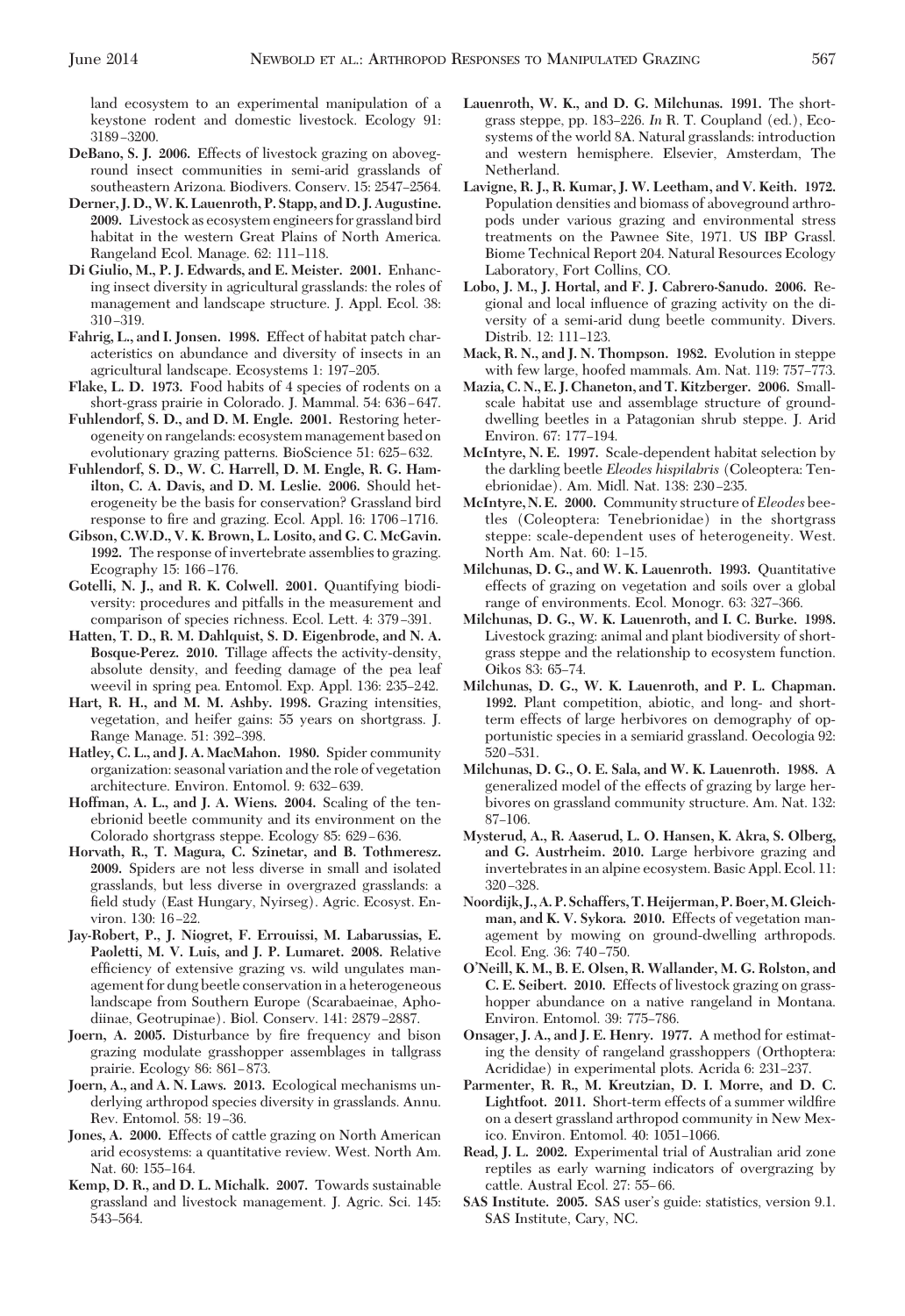land ecosystem to an experimental manipulation of a keystone rodent and domestic livestock. Ecology 91: 3189–3200.

**DeBano, S. J. 2006.** Effects of livestock grazing on aboveground insect communities in semi-arid grasslands of southeastern Arizona. Biodivers. Conserv. 15: 2547–2564.

**Derner, J. D., W. K. Lauenroth, P. Stapp, and D. J. Augustine. 2009.** Livestock as ecosystem engineers for grassland bird habitat in the western Great Plains of North America. Rangeland Ecol. Manage. 62: 111–118.

**Di Giulio, M., P. J. Edwards, and E. Meister. 2001.** Enhancing insect diversity in agricultural grasslands: the roles of management and landscape structure. J. Appl. Ecol. 38: 310–319.

**Fahrig, L., and I. Jonsen. 1998.** Effect of habitat patch characteristics on abundance and diversity of insects in an agricultural landscape. Ecosystems 1: 197–205.

**Flake, L. D. 1973.** Food habits of 4 species of rodents on a short-grass prairie in Colorado. J. Mammal. 54: 636–647.

**Fuhlendorf, S. D., and D. M. Engle. 2001.** Restoring heterogeneity on rangelands: ecosystem management based on evolutionary grazing patterns. BioScience 51: 625–632.

**Fuhlendorf, S. D., W. C. Harrell, D. M. Engle, R. G. Hamilton, C. A. Davis, and D. M. Leslie. 2006.** Should heterogeneity be the basis for conservation? Grassland bird response to fire and grazing. Ecol. Appl. 16: 1706–1716.

**Gibson, C.W.D., V. K. Brown, L. Losito, and G. C. McGavin. 1992.** The response of invertebrate assemblies to grazing. Ecography 15: 166–176.

**Gotelli, N. J., and R. K. Colwell. 2001.** Quantifying biodiversity: procedures and pitfalls in the measurement and comparison of species richness. Ecol. Lett. 4: 379–391.

**Hatten, T. D., R. M. Dahlquist, S. D. Eigenbrode, and N. A. Bosque-Perez. 2010.** Tillage affects the activity-density, absolute density, and feeding damage of the pea leaf weevil in spring pea. Entomol. Exp. Appl. 136: 235–242.

**Hart, R. H., and M. M. Ashby. 1998.** Grazing intensities, vegetation, and heifer gains: 55 years on shortgrass. J. Range Manage. 51: 392–398.

**Hatley, C. L., and J. A. MacMahon. 1980.** Spider community organization: seasonal variation and the role of vegetation architecture. Environ. Entomol. 9: 632–639.

**Hoffman, A. L., and J. A. Wiens. 2004.** Scaling of the tenebrionid beetle community and its environment on the Colorado shortgrass steppe. Ecology 85: 629–636.

**Horvath, R., T. Magura, C. Szinetar, and B. Tothmeresz. 2009.** Spiders are not less diverse in small and isolated grasslands, but less diverse in overgrazed grasslands: a field study (East Hungary, Nyirseg). Agric. Ecosyst. Environ. 130: 16–22.

**Jay-Robert, P., J. Niogret, F. Errouissi, M. Labarussias, E. Paoletti, M. V. Luis, and J. P. Lumaret. 2008.** Relative efficiency of extensive grazing vs. wild ungulates management for dung beetle conservation in a heterogeneous landscape from Southern Europe (Scarabaeinae, Aphodiinae, Geotrupinae). Biol. Conserv. 141: 2879–2887.

**Joern, A. 2005.** Disturbance by fire frequency and bison grazing modulate grasshopper assemblages in tallgrass prairie. Ecology 86: 861–873.

**Joern, A., and A. N. Laws. 2013.** Ecological mechanisms underlying arthropod species diversity in grasslands. Annu. Rev. Entomol. 58: 19–36.

**Jones, A. 2000.** Effects of cattle grazing on North American arid ecosystems: a quantitative review. West. North Am. Nat. 60: 155–164.

**Kemp, D. R., and D. L. Michalk. 2007.** Towards sustainable grassland and livestock management. J. Agric. Sci. 145: 543–564.

**Lauenroth, W. K., and D. G. Milchunas. 1991.** The shortgrass steppe, pp. 183–226. *In* R. T. Coupland (ed.), Ecosystems of the world 8A. Natural grasslands: introduction and western hemisphere. Elsevier, Amsterdam, The Netherland.

**Lavigne, R. J., R. Kumar, J. W. Leetham, and V. Keith. 1972.** Population densities and biomass of aboveground arthropods under various grazing and environmental stress treatments on the Pawnee Site, 1971. US IBP Grassl. Biome Technical Report 204. Natural Resources Ecology Laboratory, Fort Collins, CO.

**Lobo, J. M., J. Hortal, and F. J. Cabrero-Sanudo. 2006.** Regional and local influence of grazing activity on the diversity of a semi-arid dung beetle community. Divers. Distrib. 12: 111–123.

**Mack, R. N., and J. N. Thompson. 1982.** Evolution in steppe with few large, hoofed mammals. Am. Nat. 119: 757–773.

**Mazia, C. N., E. J. Chaneton, and T. Kitzberger. 2006.** Small-scale habitat use and assemblage structure of ground-dwelling beetles in a Patagonian shrub steppe. J. Arid Environ. 67: 177–194.

**McIntyre, N. E. 1997.** Scale-dependent habitat selection by the darkling beetle *Eleodes hispilabris* (Coleoptera: Tenebrionidae). Am. Midl. Nat. 138: 230–235.

**McIntyre, N. E. 2000.** Community structure of *Eleodes* beetles (Coleoptera: Tenebrionidae) in the shortgrass steppe: scale-dependent uses of heterogeneity. West. North Am. Nat. 60: 1–15.

**Milchunas, D. G., and W. K. Lauenroth. 1993.** Quantitative effects of grazing on vegetation and soils over a global range of environments. Ecol. Monogr. 63: 327–366.

**Milchunas, D. G., W. K. Lauenroth, and I. C. Burke. 1998.** Livestock grazing: animal and plant biodiversity of shortgrass steppe and the relationship to ecosystem function. Oikos 83: 65–74.

**Milchunas, D. G., W. K. Lauenroth, and P. L. Chapman. 1992.** Plant competition, abiotic, and long- and short-term effects of large herbivores on demography of opportunistic species in a semiarid grassland. Oecologia 92: 520–531.

**Milchunas, D. G., O. E. Sala, and W. K. Lauenroth. 1988.** A generalized model of the effects of grazing by large herbivores on grassland community structure. Am. Nat. 132: 87–106.

**Mysterud, A., R. Aaserud, L. O. Hansen, K. Akra, S. Olberg, and G. Austrheim. 2010.** Large herbivore grazing and invertebrates in an alpine ecosystem. Basic Appl. Ecol. 11: 320–328.

**Noordijk, J., A. P. Schaffers, T. Heijerman, P. Boer, M. Gleichman, and K. V. Sykora. 2010.** Effects of vegetation management by mowing on ground-dwelling arthropods. Ecol. Eng. 36: 740–750.

**O'Neill, K. M., B. E. Olsen, R. Wallander, M. G. Rolston, and C. E. Seibert. 2010.** Effects of livestock grazing on grasshopper abundance on a native rangeland in Montana. Environ. Entomol. 39: 775–786.

**Onsager, J. A., and J. E. Henry. 1977.** A method for estimating the density of rangeland grasshoppers (Orthoptera: Acrididae) in experimental plots. Acrida 6: 231–237.

**Parmenter, R. R., M. Kreutzian, D. I. Morre, and D. C. Lightfoot. 2011.** Short-term effects of a summer wildfire on a desert grassland arthropod community in New Mexico. Environ. Entomol. 40: 1051–1066.

**Read, J. L. 2002.** Experimental trial of Australian arid zone reptiles as early warning indicators of overgrazing by cattle. Austral Ecol. 27: 55–66.

**SAS Institute. 2005.** SAS user's guide: statistics, version 9.1. SAS Institute, Cary, NC.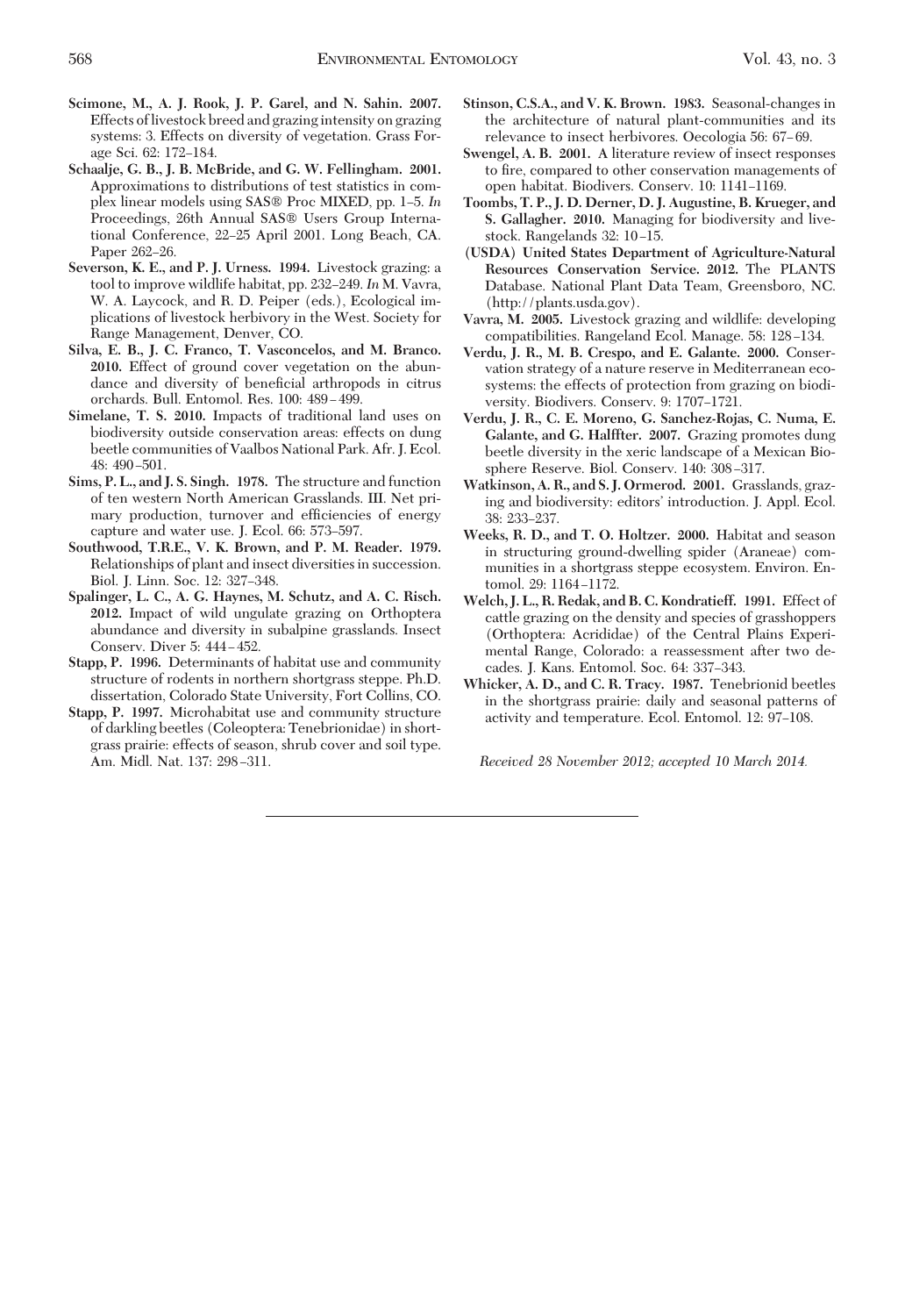**Scimone, M., A. J. Rook, J. P. Garel, and N. Sahin. 2007.** Effects of livestock breed and grazing intensity on grazing systems: 3. Effects on diversity of vegetation. Grass Forage Sci. 62: 172–184.

**Schaalje, G. B., J. B. McBride, and G. W. Fellingham. 2001.** Approximations to distributions of test statistics in complex linear models using SAS® Proc MIXED, pp. 1–5. *In* Proceedings, 26th Annual SAS® Users Group International Conference, 22–25 April 2001. Long Beach, CA. Paper 262–26.

**Severson, K. E., and P. J. Urness. 1994.** Livestock grazing: a tool to improve wildlife habitat, pp. 232–249. *In* M. Vavra, W. A. Laycock, and R. D. Peiper (eds.), Ecological implications of livestock herbivory in the West. Society for Range Management, Denver, CO.

**Silva, E. B., J. C. Franco, T. Vasconcelos, and M. Branco. 2010.** Effect of ground cover vegetation on the abundance and diversity of beneficial arthropods in citrus orchards. Bull. Entomol. Res. 100: 489–499.

**Simelane, T. S. 2010.** Impacts of traditional land uses on biodiversity outside conservation areas: effects on dung beetle communities of Vaalbos National Park. Afr. J. Ecol. 48: 490–501.

**Sims, P. L., and J. S. Singh. 1978.** The structure and function of ten western North American Grasslands. III. Net primary production, turnover and efficiencies of energy capture and water use. J. Ecol. 66: 573–597.

**Southwood, T.R.E., V. K. Brown, and P. M. Reader. 1979.** Relationships of plant and insect diversities in succession. Biol. J. Linn. Soc. 12: 327–348.

**Spalinger, L. C., A. G. Haynes, M. Schutz, and A. C. Risch. 2012.** Impact of wild ungulate grazing on Orthoptera abundance and diversity in subalpine grasslands. Insect Conserv. Diver 5: 444–452.

**Stapp, P. 1996.** Determinants of habitat use and community structure of rodents in northern shortgrass steppe. Ph.D. dissertation, Colorado State University, Fort Collins, CO.

**Stapp, P. 1997.** Microhabitat use and community structure of darkling beetles (Coleoptera: Tenebrionidae) in shortgrass prairie: effects of season, shrub cover and soil type. Am. Midl. Nat. 137: 298–311.

**Stinson, C.S.A., and V. K. Brown. 1983.** Seasonal-changes in the architecture of natural plant-communities and its relevance to insect herbivores. Oecologia 56: 67–69.

**Swengel, A. B. 2001.** A literature review of insect responses to fire, compared to other conservation managements of open habitat. Biodivers. Conserv. 10: 1141–1169.

**Toombs, T. P., J. D. Derner, D. J. Augustine, B. Krueger, and S. Gallagher. 2010.** Managing for biodiversity and livestock. Rangelands 32: 10–15.

**(USDA) United States Department of Agriculture-Natural Resources Conservation Service. 2012.** The PLANTS Database. National Plant Data Team, Greensboro, NC. (http://plants.usda.gov).

**Vavra, M. 2005.** Livestock grazing and wildlife: developing compatibilities. Rangeland Ecol. Manage. 58: 128–134.

**Verdu, J. R., M. B. Crespo, and E. Galante. 2000.** Conservation strategy of a nature reserve in Mediterranean ecosystems: the effects of protection from grazing on biodiversity. Biodivers. Conserv. 9: 1707–1721.

**Verdu, J. R., C. E. Moreno, G. Sanchez-Rojas, C. Numa, E. Galante, and G. Halffter. 2007.** Grazing promotes dung beetle diversity in the xeric landscape of a Mexican Biosphere Reserve. Biol. Conserv. 140: 308–317.

**Watkinson, A. R., and S. J. Ormerod. 2001.** Grasslands, grazing and biodiversity: editors' introduction. J. Appl. Ecol. 38: 233–237.

**Weeks, R. D., and T. O. Holtzer. 2000.** Habitat and season in structuring ground-dwelling spider (Araneae) communities in a shortgrass steppe ecosystem. Environ. Entomol. 29: 1164–1172.

**Welch, J. L., R. Redak, and B. C. Kondratieff. 1991.** Effect of cattle grazing on the density and species of grasshoppers (Orthoptera: Acrididae) of the Central Plains Experimental Range, Colorado: a reassessment after two decades. J. Kans. Entomol. Soc. 64: 337–343.

**Whicker, A. D., and C. R. Tracy. 1987.** Tenebrionid beetles in the shortgrass prairie: daily and seasonal patterns of activity and temperature. Ecol. Entomol. 12: 97–108.

*Received 28 November 2012; accepted 10 March 2014.*